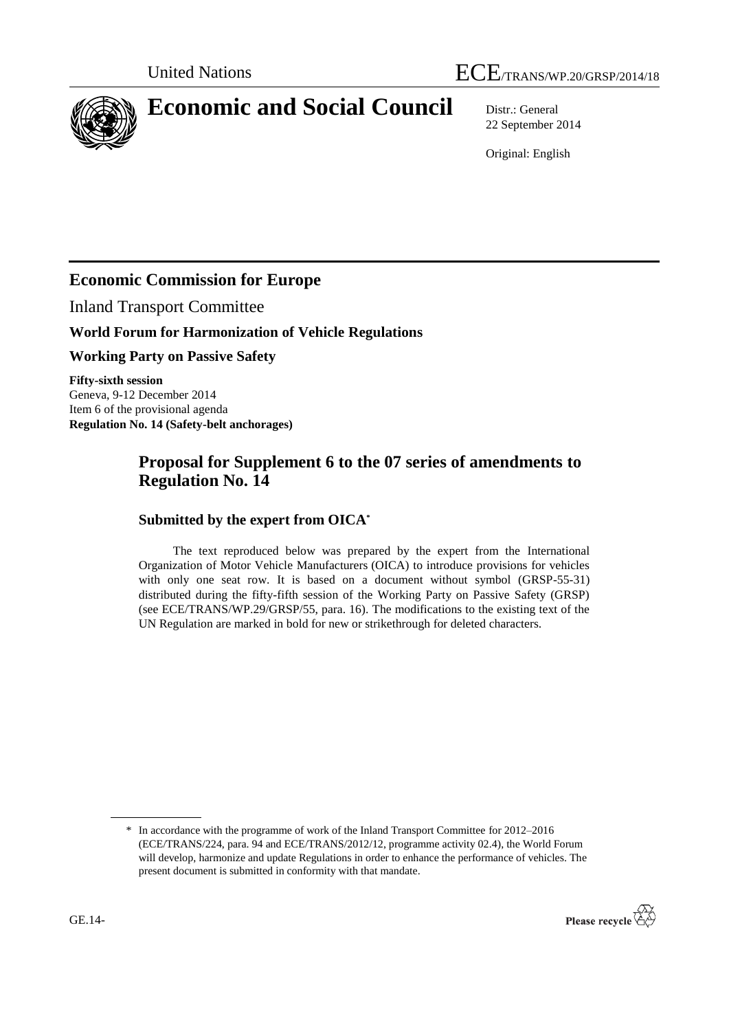United Nations ECE/TRANS/WP.20/GRSP/2014/18

# Economic and Social Council

Distr.: General
22 September 2014

Original: English

## Economic Commission for Europe

Inland Transport Committee

**World Forum for Harmonization of Vehicle Regulations**

**Working Party on Passive Safety**

**Fifty-sixth session**
Geneva, 9-12 December 2014
Item 6 of the provisional agenda
**Regulation No. 14 (Safety-belt anchorages)**

## Proposal for Supplement 6 to the 07 series of amendments to Regulation No. 14

### Submitted by the expert from OICA*

The text reproduced below was prepared by the expert from the International Organization of Motor Vehicle Manufacturers (OICA) to introduce provisions for vehicles with only one seat row. It is based on a document without symbol (GRSP-55-31) distributed during the fifty-fifth session of the Working Party on Passive Safety (GRSP) (see ECE/TRANS/WP.29/GRSP/55, para. 16). The modifications to the existing text of the UN Regulation are marked in bold for new or strikethrough for deleted characters.

\* In accordance with the programme of work of the Inland Transport Committee for 2012–2016 (ECE/TRANS/224, para. 94 and ECE/TRANS/2012/12, programme activity 02.4), the World Forum will develop, harmonize and update Regulations in order to enhance the performance of vehicles. The present document is submitted in conformity with that mandate.

GE.14-

Please recycle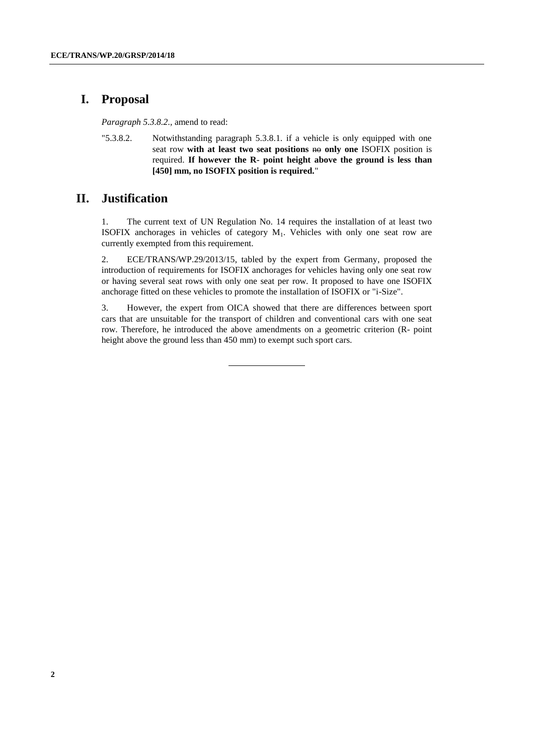# I. Proposal

*Paragraph 5.3.8.2.,* amend to read:

"5.3.8.2. Notwithstanding paragraph 5.3.8.1. if a vehicle is only equipped with one seat row **with at least two seat positions** ~~no~~ **only one** ISOFIX position is required. **If however the R- point height above the ground is less than [450] mm, no ISOFIX position is required.**"

# II. Justification

1. The current text of UN Regulation No. 14 requires the installation of at least two ISOFIX anchorages in vehicles of category $M_1$. Vehicles with only one seat row are currently exempted from this requirement.

2. ECE/TRANS/WP.29/2013/15, tabled by the expert from Germany, proposed the introduction of requirements for ISOFIX anchorages for vehicles having only one seat row or having several seat rows with only one seat per row. It proposed to have one ISOFIX anchorage fitted on these vehicles to promote the installation of ISOFIX or "i-Size".

3. However, the expert from OICA showed that there are differences between sport cars that are unsuitable for the transport of children and conventional cars with one seat row. Therefore, he introduced the above amendments on a geometric criterion (R- point height above the ground less than 450 mm) to exempt such sport cars.